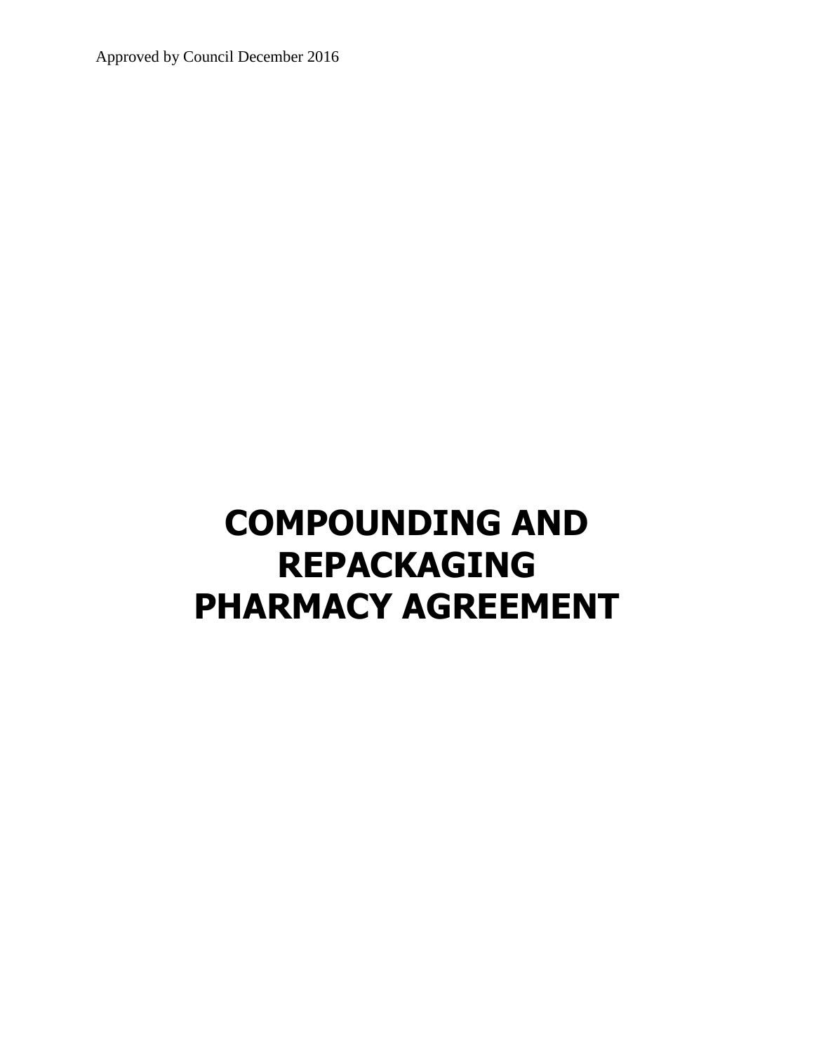Approved by Council December 2016

# COMPOUNDING AND REPACKAGING PHARMACY AGREEMENT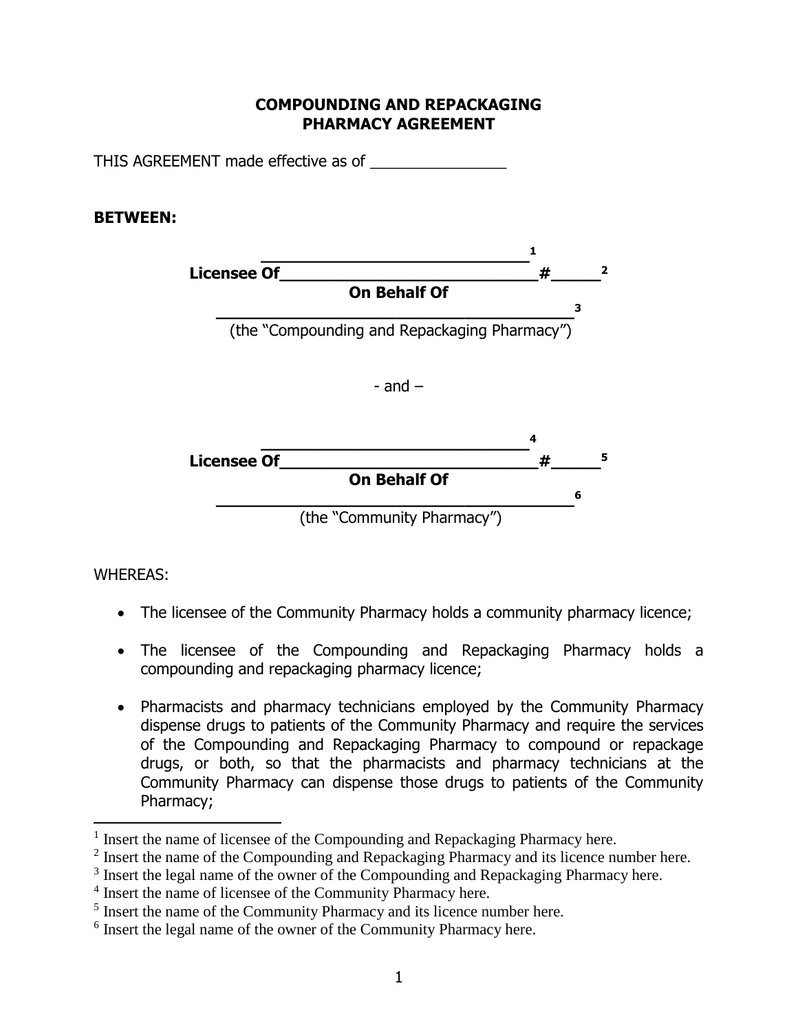# COMPOUNDING AND REPACKAGING PHARMACY AGREEMENT

THIS AGREEMENT made effective as of ________________

**BETWEEN:**

**______________________________**[1]
**Licensee Of______________________________#_____**[2]
**On Behalf Of**
**__________________________________________**[3]
(the "Compounding and Repackaging Pharmacy")

- and –

**______________________________**[4]
**Licensee Of______________________________#_____**[5]
**On Behalf Of**
**__________________________________________**[6]
(the "Community Pharmacy")

WHEREAS:

- The licensee of the Community Pharmacy holds a community pharmacy licence;
- The licensee of the Compounding and Repackaging Pharmacy holds a compounding and repackaging pharmacy licence;
- Pharmacists and pharmacy technicians employed by the Community Pharmacy dispense drugs to patients of the Community Pharmacy and require the services of the Compounding and Repackaging Pharmacy to compound or repackage drugs, or both, so that the pharmacists and pharmacy technicians at the Community Pharmacy can dispense those drugs to patients of the Community Pharmacy;

---

[1] Insert the name of licensee of the Compounding and Repackaging Pharmacy here.
[2] Insert the name of the Compounding and Repackaging Pharmacy and its licence number here.
[3] Insert the legal name of the owner of the Compounding and Repackaging Pharmacy here.
[4] Insert the name of licensee of the Community Pharmacy here.
[5] Insert the name of the Community Pharmacy and its licence number here.
[6] Insert the legal name of the owner of the Community Pharmacy here.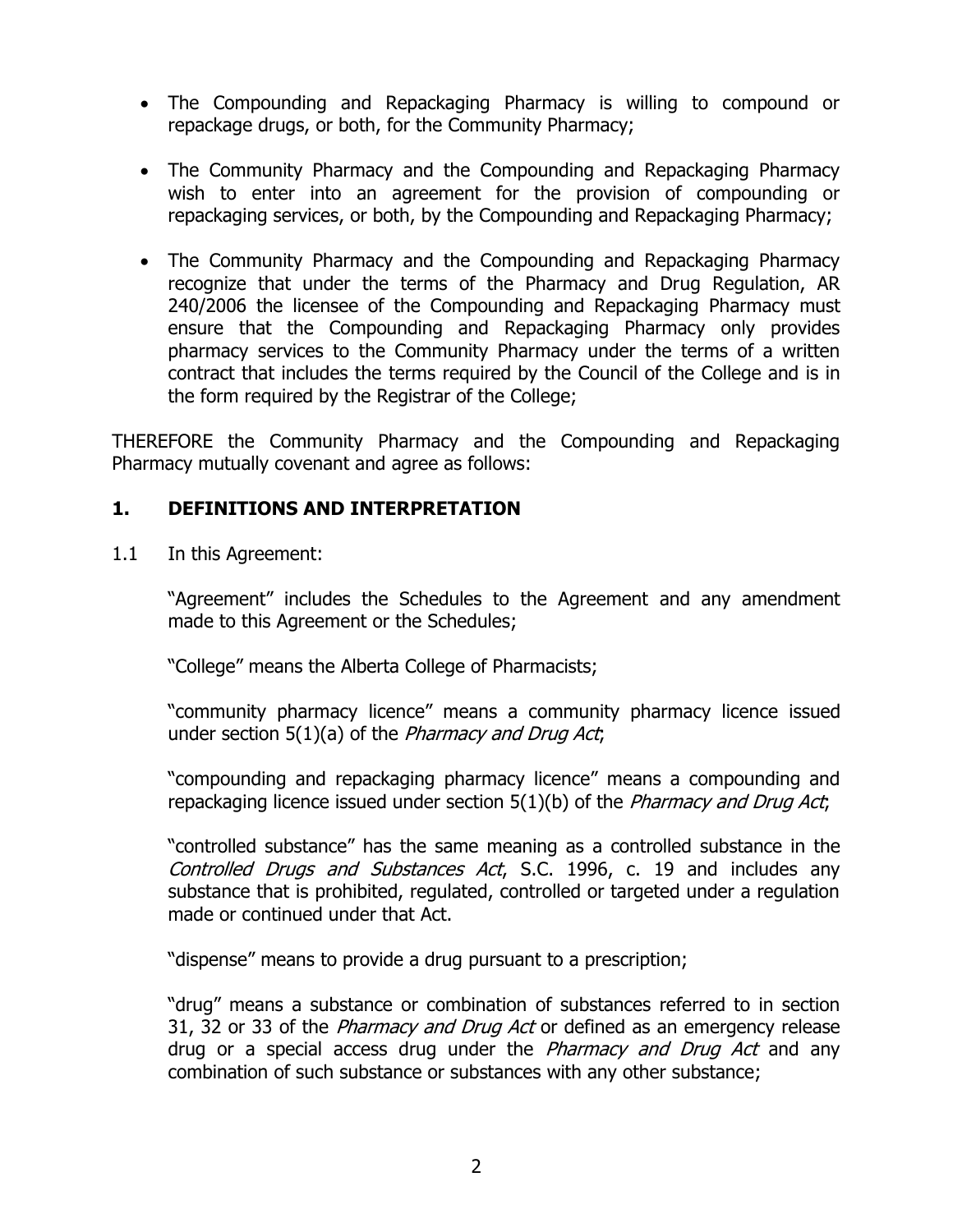- The Compounding and Repackaging Pharmacy is willing to compound or repackage drugs, or both, for the Community Pharmacy;
- The Community Pharmacy and the Compounding and Repackaging Pharmacy wish to enter into an agreement for the provision of compounding or repackaging services, or both, by the Compounding and Repackaging Pharmacy;
- The Community Pharmacy and the Compounding and Repackaging Pharmacy recognize that under the terms of the Pharmacy and Drug Regulation, AR 240/2006 the licensee of the Compounding and Repackaging Pharmacy must ensure that the Compounding and Repackaging Pharmacy only provides pharmacy services to the Community Pharmacy under the terms of a written contract that includes the terms required by the Council of the College and is in the form required by the Registrar of the College;

THEREFORE the Community Pharmacy and the Compounding and Repackaging Pharmacy mutually covenant and agree as follows:

## 1. DEFINITIONS AND INTERPRETATION

1.1 In this Agreement:

"Agreement" includes the Schedules to the Agreement and any amendment made to this Agreement or the Schedules;

"College" means the Alberta College of Pharmacists;

"community pharmacy licence" means a community pharmacy licence issued under section 5(1)(a) of the *Pharmacy and Drug Act*;

"compounding and repackaging pharmacy licence" means a compounding and repackaging licence issued under section 5(1)(b) of the *Pharmacy and Drug Act*;

"controlled substance" has the same meaning as a controlled substance in the *Controlled Drugs and Substances Act*, S.C. 1996, c. 19 and includes any substance that is prohibited, regulated, controlled or targeted under a regulation made or continued under that Act.

"dispense" means to provide a drug pursuant to a prescription;

"drug" means a substance or combination of substances referred to in section 31, 32 or 33 of the *Pharmacy and Drug Act* or defined as an emergency release drug or a special access drug under the *Pharmacy and Drug Act* and any combination of such substance or substances with any other substance;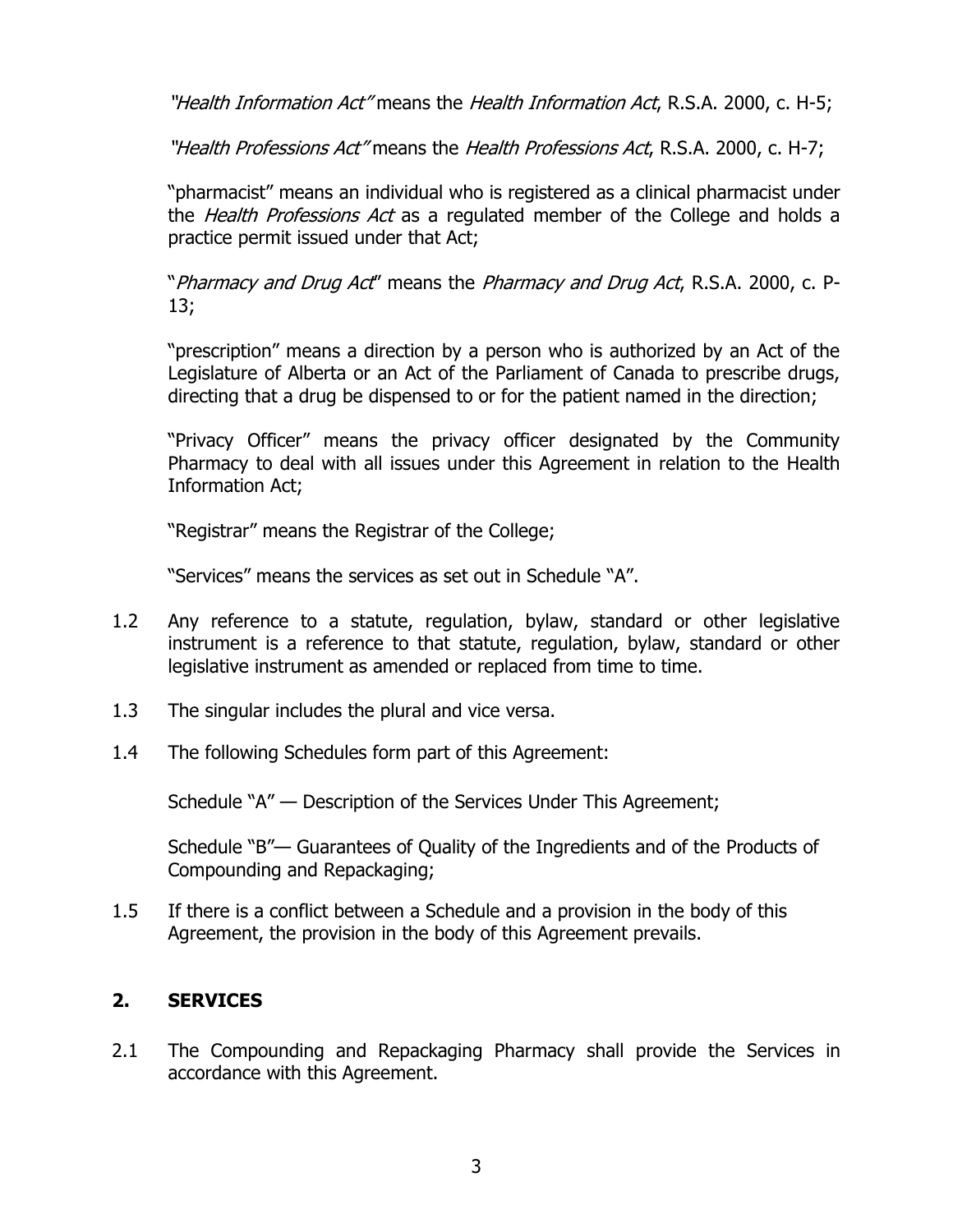*"Health Information Act"* means the *Health Information Act*, R.S.A. 2000, c. H-5;

*"Health Professions Act"* means the *Health Professions Act*, R.S.A. 2000, c. H-7;

"pharmacist" means an individual who is registered as a clinical pharmacist under the *Health Professions Act* as a regulated member of the College and holds a practice permit issued under that Act;

"*Pharmacy and Drug Act*" means the *Pharmacy and Drug Act*, R.S.A. 2000, c. P-13;

"prescription" means a direction by a person who is authorized by an Act of the Legislature of Alberta or an Act of the Parliament of Canada to prescribe drugs, directing that a drug be dispensed to or for the patient named in the direction;

"Privacy Officer" means the privacy officer designated by the Community Pharmacy to deal with all issues under this Agreement in relation to the Health Information Act;

"Registrar" means the Registrar of the College;

"Services" means the services as set out in Schedule "A".

1.2 Any reference to a statute, regulation, bylaw, standard or other legislative instrument is a reference to that statute, regulation, bylaw, standard or other legislative instrument as amended or replaced from time to time.

1.3 The singular includes the plural and vice versa.

1.4 The following Schedules form part of this Agreement:

Schedule "A" — Description of the Services Under This Agreement;

Schedule "B"— Guarantees of Quality of the Ingredients and of the Products of Compounding and Repackaging;

1.5 If there is a conflict between a Schedule and a provision in the body of this Agreement, the provision in the body of this Agreement prevails.

## 2. SERVICES

2.1 The Compounding and Repackaging Pharmacy shall provide the Services in accordance with this Agreement.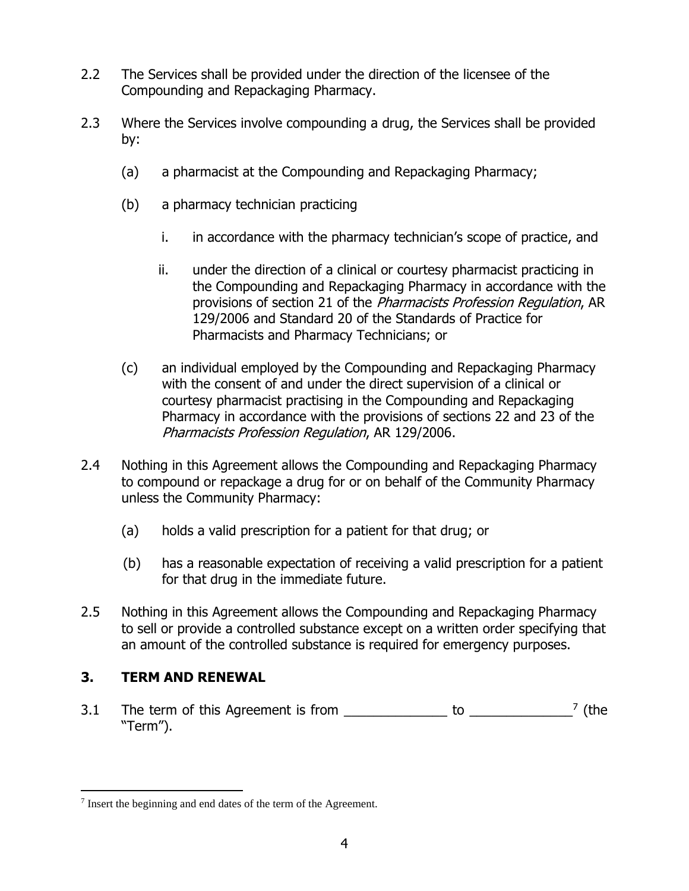2.2 The Services shall be provided under the direction of the licensee of the Compounding and Repackaging Pharmacy.

2.3 Where the Services involve compounding a drug, the Services shall be provided by:

(a) a pharmacist at the Compounding and Repackaging Pharmacy;

(b) a pharmacy technician practicing

i. in accordance with the pharmacy technician's scope of practice, and

ii. under the direction of a clinical or courtesy pharmacist practicing in the Compounding and Repackaging Pharmacy in accordance with the provisions of section 21 of the *Pharmacists Profession Regulation*, AR 129/2006 and Standard 20 of the Standards of Practice for Pharmacists and Pharmacy Technicians; or

(c) an individual employed by the Compounding and Repackaging Pharmacy with the consent of and under the direct supervision of a clinical or courtesy pharmacist practising in the Compounding and Repackaging Pharmacy in accordance with the provisions of sections 22 and 23 of the *Pharmacists Profession Regulation*, AR 129/2006.

2.4 Nothing in this Agreement allows the Compounding and Repackaging Pharmacy to compound or repackage a drug for or on behalf of the Community Pharmacy unless the Community Pharmacy:

(a) holds a valid prescription for a patient for that drug; or

(b) has a reasonable expectation of receiving a valid prescription for a patient for that drug in the immediate future.

2.5 Nothing in this Agreement allows the Compounding and Repackaging Pharmacy to sell or provide a controlled substance except on a written order specifying that an amount of the controlled substance is required for emergency purposes.

## 3. TERM AND RENEWAL

3.1 The term of this Agreement is from ______________ to ______________[7] (the "Term").

[7] Insert the beginning and end dates of the term of the Agreement.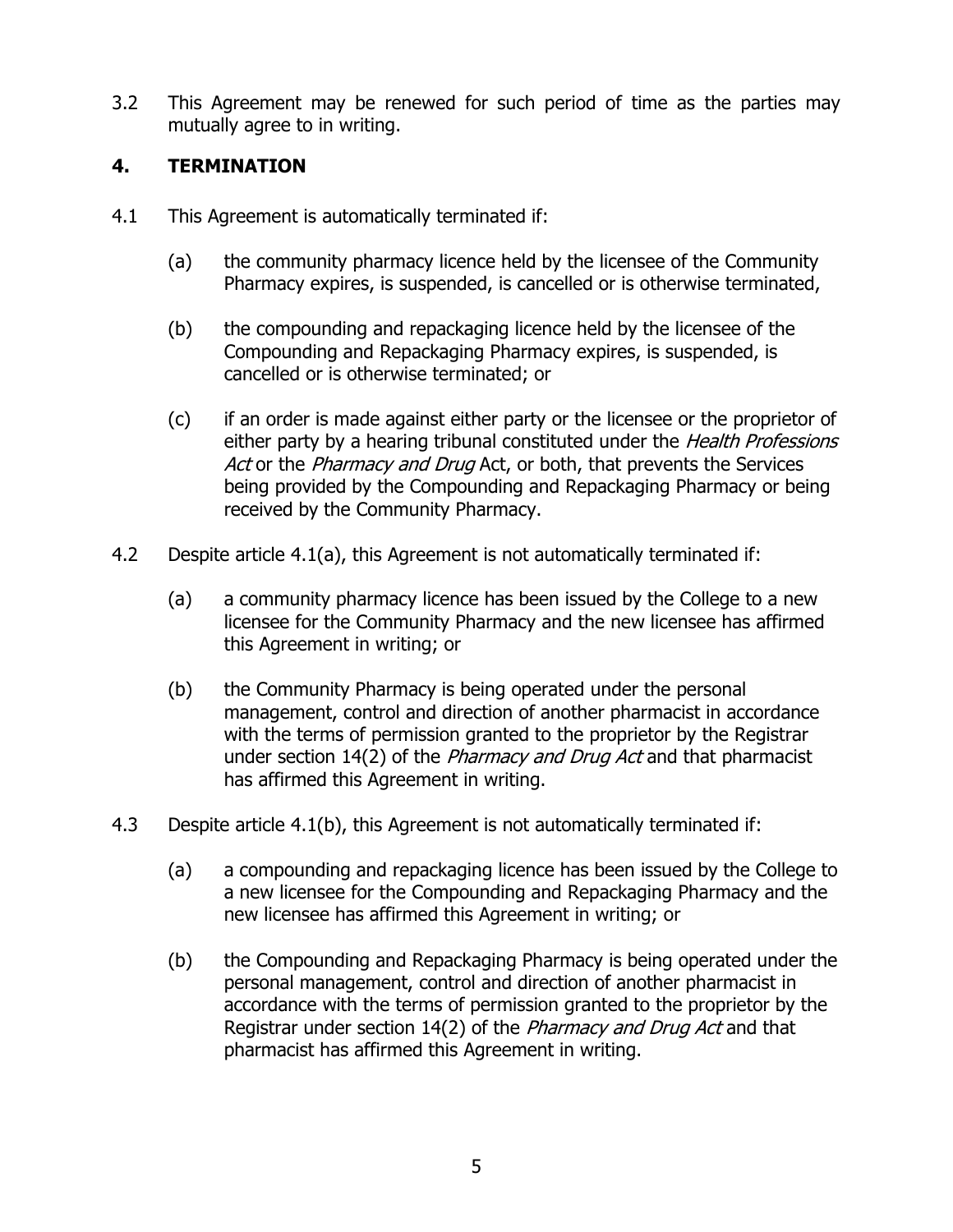3.2 This Agreement may be renewed for such period of time as the parties may mutually agree to in writing.

## 4. TERMINATION

4.1 This Agreement is automatically terminated if:

(a) the community pharmacy licence held by the licensee of the Community Pharmacy expires, is suspended, is cancelled or is otherwise terminated,

(b) the compounding and repackaging licence held by the licensee of the Compounding and Repackaging Pharmacy expires, is suspended, is cancelled or is otherwise terminated; or

(c) if an order is made against either party or the licensee or the proprietor of either party by a hearing tribunal constituted under the *Health Professions Act* or the *Pharmacy and Drug* Act, or both, that prevents the Services being provided by the Compounding and Repackaging Pharmacy or being received by the Community Pharmacy.

4.2 Despite article 4.1(a), this Agreement is not automatically terminated if:

(a) a community pharmacy licence has been issued by the College to a new licensee for the Community Pharmacy and the new licensee has affirmed this Agreement in writing; or

(b) the Community Pharmacy is being operated under the personal management, control and direction of another pharmacist in accordance with the terms of permission granted to the proprietor by the Registrar under section 14(2) of the *Pharmacy and Drug Act* and that pharmacist has affirmed this Agreement in writing.

4.3 Despite article 4.1(b), this Agreement is not automatically terminated if:

(a) a compounding and repackaging licence has been issued by the College to a new licensee for the Compounding and Repackaging Pharmacy and the new licensee has affirmed this Agreement in writing; or

(b) the Compounding and Repackaging Pharmacy is being operated under the personal management, control and direction of another pharmacist in accordance with the terms of permission granted to the proprietor by the Registrar under section 14(2) of the *Pharmacy and Drug Act* and that pharmacist has affirmed this Agreement in writing.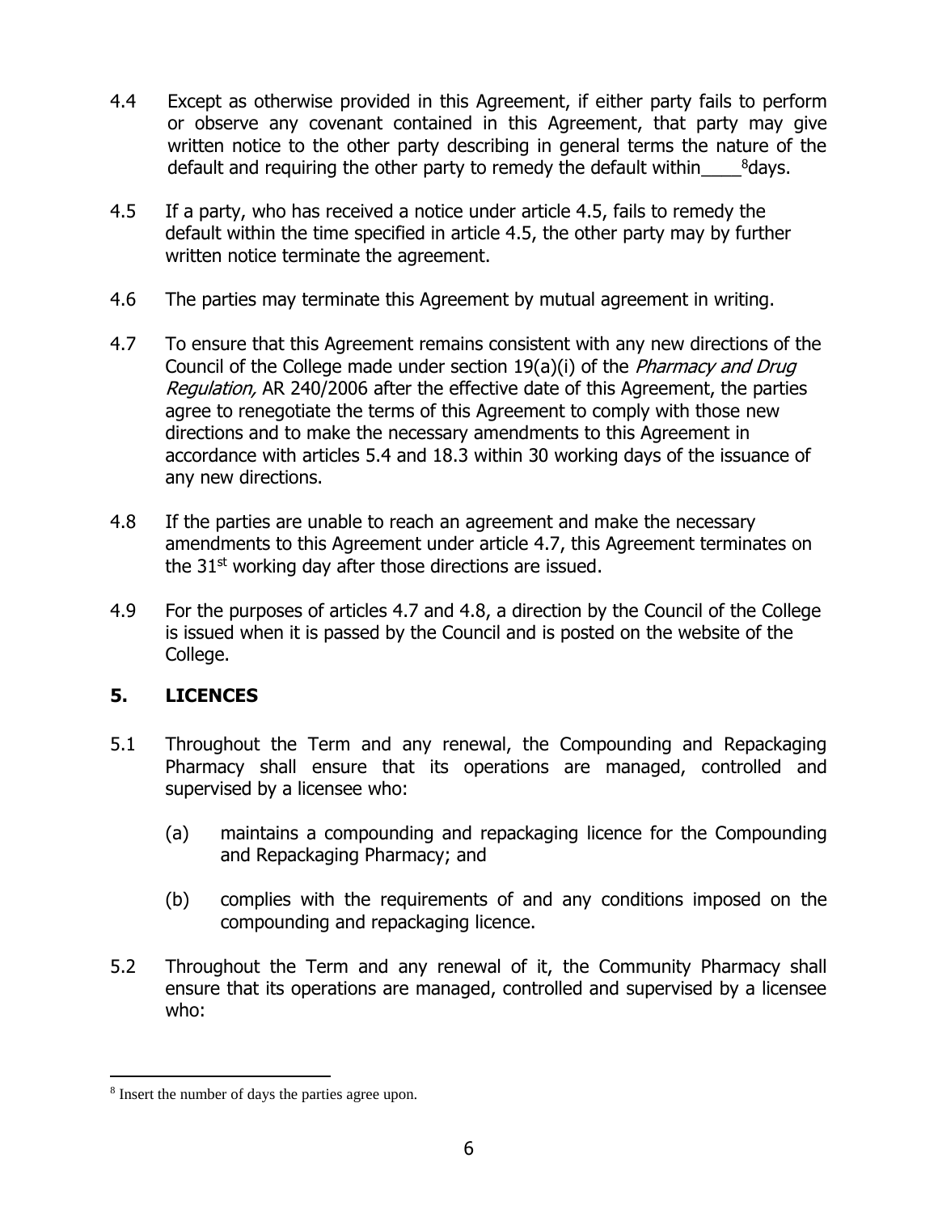4.4 Except as otherwise provided in this Agreement, if either party fails to perform or observe any covenant contained in this Agreement, that party may give written notice to the other party describing in general terms the nature of the default and requiring the other party to remedy the default within____[8]days.

4.5 If a party, who has received a notice under article 4.5, fails to remedy the default within the time specified in article 4.5, the other party may by further written notice terminate the agreement.

4.6 The parties may terminate this Agreement by mutual agreement in writing.

4.7 To ensure that this Agreement remains consistent with any new directions of the Council of the College made under section 19(a)(i) of the *Pharmacy and Drug Regulation,* AR 240/2006 after the effective date of this Agreement, the parties agree to renegotiate the terms of this Agreement to comply with those new directions and to make the necessary amendments to this Agreement in accordance with articles 5.4 and 18.3 within 30 working days of the issuance of any new directions.

4.8 If the parties are unable to reach an agreement and make the necessary amendments to this Agreement under article 4.7, this Agreement terminates on the 31st working day after those directions are issued.

4.9 For the purposes of articles 4.7 and 4.8, a direction by the Council of the College is issued when it is passed by the Council and is posted on the website of the College.

## 5. LICENCES

5.1 Throughout the Term and any renewal, the Compounding and Repackaging Pharmacy shall ensure that its operations are managed, controlled and supervised by a licensee who:

(a) maintains a compounding and repackaging licence for the Compounding and Repackaging Pharmacy; and

(b) complies with the requirements of and any conditions imposed on the compounding and repackaging licence.

5.2 Throughout the Term and any renewal of it, the Community Pharmacy shall ensure that its operations are managed, controlled and supervised by a licensee who:

---

[8] Insert the number of days the parties agree upon.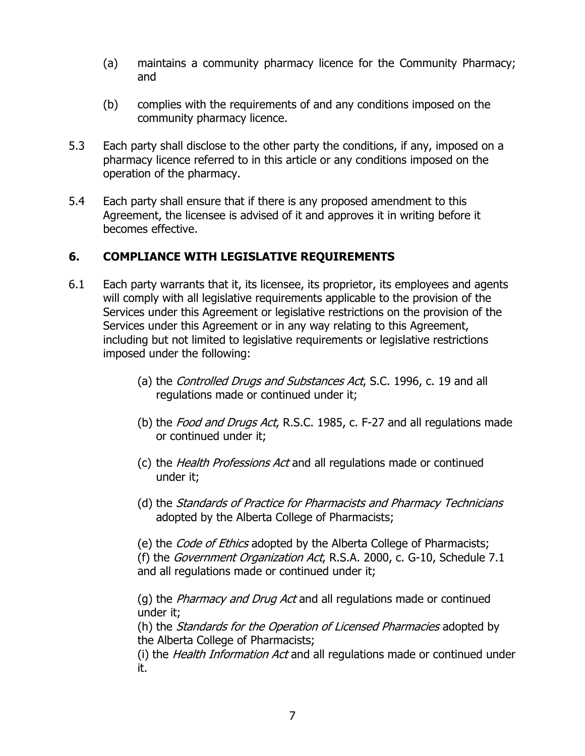(a) maintains a community pharmacy licence for the Community Pharmacy; and

(b) complies with the requirements of and any conditions imposed on the community pharmacy licence.

5.3 Each party shall disclose to the other party the conditions, if any, imposed on a pharmacy licence referred to in this article or any conditions imposed on the operation of the pharmacy.

5.4 Each party shall ensure that if there is any proposed amendment to this Agreement, the licensee is advised of it and approves it in writing before it becomes effective.

## 6. COMPLIANCE WITH LEGISLATIVE REQUIREMENTS

6.1 Each party warrants that it, its licensee, its proprietor, its employees and agents will comply with all legislative requirements applicable to the provision of the Services under this Agreement or legislative restrictions on the provision of the Services under this Agreement or in any way relating to this Agreement, including but not limited to legislative requirements or legislative restrictions imposed under the following:

(a) the *Controlled Drugs and Substances Act*, S.C. 1996, c. 19 and all regulations made or continued under it;

(b) the *Food and Drugs Act*, R.S.C. 1985, c. F-27 and all regulations made or continued under it;

(c) the *Health Professions Act* and all regulations made or continued under it;

(d) the *Standards of Practice for Pharmacists and Pharmacy Technicians* adopted by the Alberta College of Pharmacists;

(e) the *Code of Ethics* adopted by the Alberta College of Pharmacists;
(f) the *Government Organization Act*, R.S.A. 2000, c. G-10, Schedule 7.1 and all regulations made or continued under it;

(g) the *Pharmacy and Drug Act* and all regulations made or continued under it;
(h) the *Standards for the Operation of Licensed Pharmacies* adopted by the Alberta College of Pharmacists;
(i) the *Health Information Act* and all regulations made or continued under it.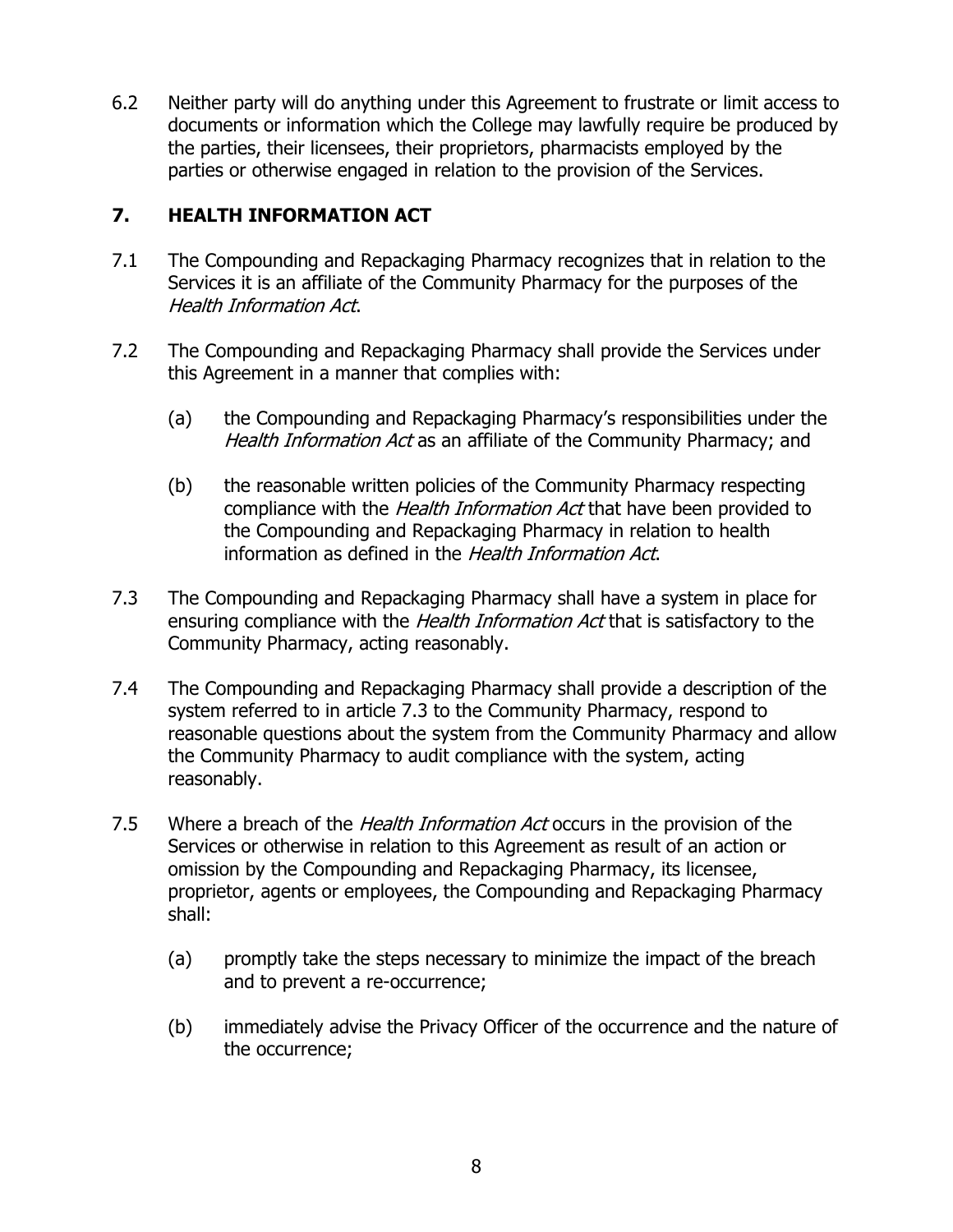6.2 Neither party will do anything under this Agreement to frustrate or limit access to documents or information which the College may lawfully require be produced by the parties, their licensees, their proprietors, pharmacists employed by the parties or otherwise engaged in relation to the provision of the Services.

## 7. HEALTH INFORMATION ACT

7.1 The Compounding and Repackaging Pharmacy recognizes that in relation to the Services it is an affiliate of the Community Pharmacy for the purposes of the *Health Information Act*.

7.2 The Compounding and Repackaging Pharmacy shall provide the Services under this Agreement in a manner that complies with:

(a) the Compounding and Repackaging Pharmacy's responsibilities under the *Health Information Act* as an affiliate of the Community Pharmacy; and

(b) the reasonable written policies of the Community Pharmacy respecting compliance with the *Health Information Act* that have been provided to the Compounding and Repackaging Pharmacy in relation to health information as defined in the *Health Information Act*.

7.3 The Compounding and Repackaging Pharmacy shall have a system in place for ensuring compliance with the *Health Information Act* that is satisfactory to the Community Pharmacy, acting reasonably.

7.4 The Compounding and Repackaging Pharmacy shall provide a description of the system referred to in article 7.3 to the Community Pharmacy, respond to reasonable questions about the system from the Community Pharmacy and allow the Community Pharmacy to audit compliance with the system, acting reasonably.

7.5 Where a breach of the *Health Information Act* occurs in the provision of the Services or otherwise in relation to this Agreement as result of an action or omission by the Compounding and Repackaging Pharmacy, its licensee, proprietor, agents or employees, the Compounding and Repackaging Pharmacy shall:

(a) promptly take the steps necessary to minimize the impact of the breach and to prevent a re-occurrence;

(b) immediately advise the Privacy Officer of the occurrence and the nature of the occurrence;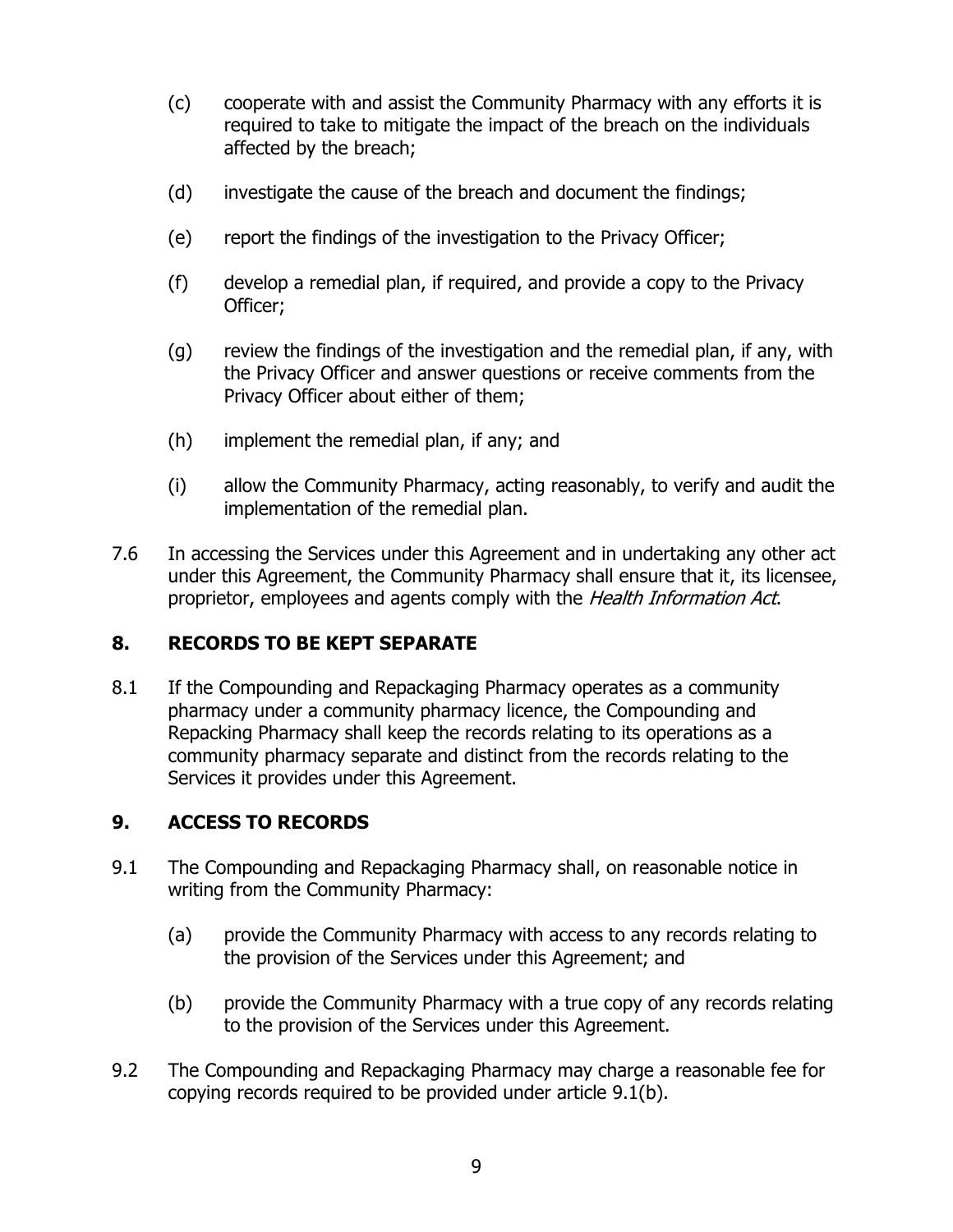(c) cooperate with and assist the Community Pharmacy with any efforts it is required to take to mitigate the impact of the breach on the individuals affected by the breach;

(d) investigate the cause of the breach and document the findings;

(e) report the findings of the investigation to the Privacy Officer;

(f) develop a remedial plan, if required, and provide a copy to the Privacy Officer;

(g) review the findings of the investigation and the remedial plan, if any, with the Privacy Officer and answer questions or receive comments from the Privacy Officer about either of them;

(h) implement the remedial plan, if any; and

(i) allow the Community Pharmacy, acting reasonably, to verify and audit the implementation of the remedial plan.

7.6 In accessing the Services under this Agreement and in undertaking any other act under this Agreement, the Community Pharmacy shall ensure that it, its licensee, proprietor, employees and agents comply with the *Health Information Act*.

## 8. RECORDS TO BE KEPT SEPARATE

8.1 If the Compounding and Repackaging Pharmacy operates as a community pharmacy under a community pharmacy licence, the Compounding and Repacking Pharmacy shall keep the records relating to its operations as a community pharmacy separate and distinct from the records relating to the Services it provides under this Agreement.

## 9. ACCESS TO RECORDS

9.1 The Compounding and Repackaging Pharmacy shall, on reasonable notice in writing from the Community Pharmacy:

(a) provide the Community Pharmacy with access to any records relating to the provision of the Services under this Agreement; and

(b) provide the Community Pharmacy with a true copy of any records relating to the provision of the Services under this Agreement.

9.2 The Compounding and Repackaging Pharmacy may charge a reasonable fee for copying records required to be provided under article 9.1(b).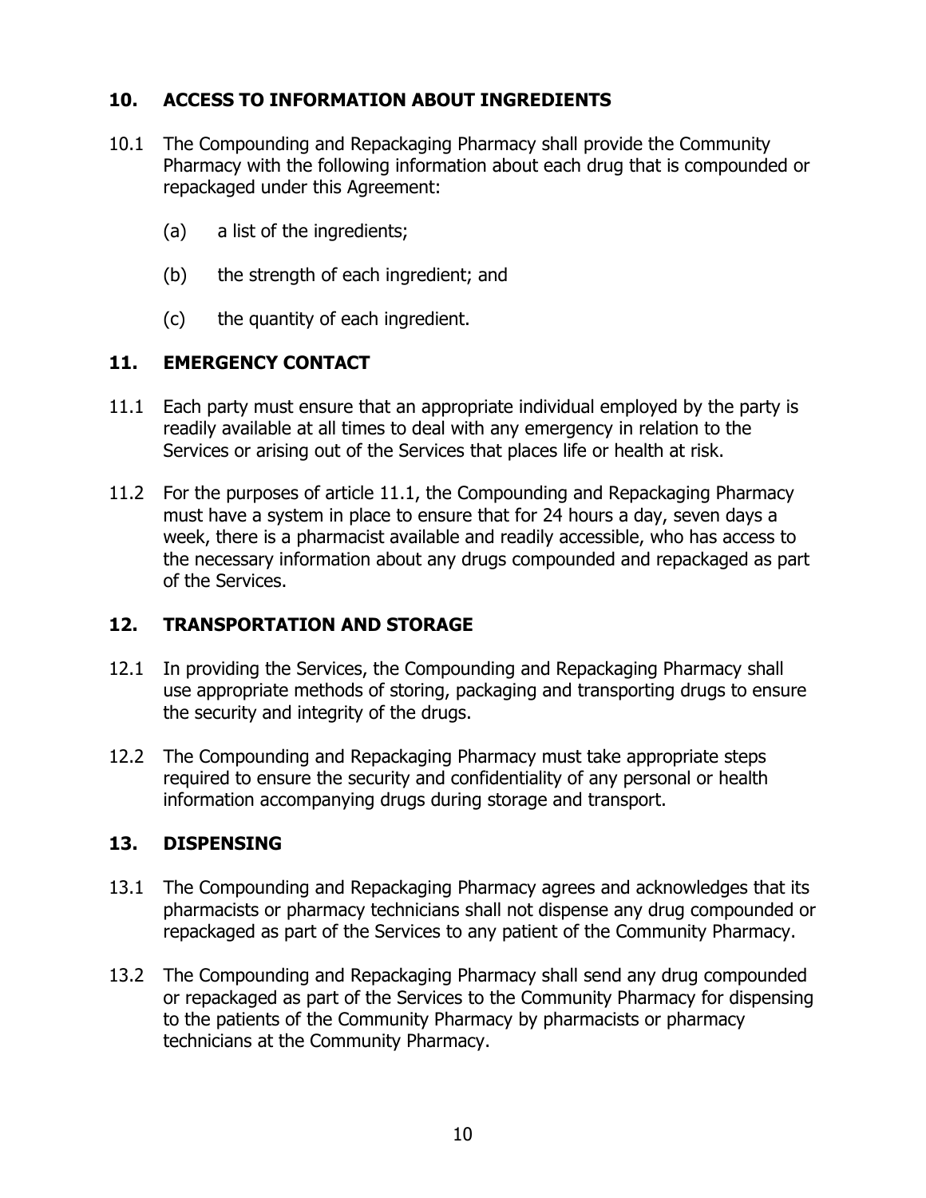## 10. ACCESS TO INFORMATION ABOUT INGREDIENTS

10.1 The Compounding and Repackaging Pharmacy shall provide the Community Pharmacy with the following information about each drug that is compounded or repackaged under this Agreement:

(a) a list of the ingredients;

(b) the strength of each ingredient; and

(c) the quantity of each ingredient.

## 11. EMERGENCY CONTACT

11.1 Each party must ensure that an appropriate individual employed by the party is readily available at all times to deal with any emergency in relation to the Services or arising out of the Services that places life or health at risk.

11.2 For the purposes of article 11.1, the Compounding and Repackaging Pharmacy must have a system in place to ensure that for 24 hours a day, seven days a week, there is a pharmacist available and readily accessible, who has access to the necessary information about any drugs compounded and repackaged as part of the Services.

## 12. TRANSPORTATION AND STORAGE

12.1 In providing the Services, the Compounding and Repackaging Pharmacy shall use appropriate methods of storing, packaging and transporting drugs to ensure the security and integrity of the drugs.

12.2 The Compounding and Repackaging Pharmacy must take appropriate steps required to ensure the security and confidentiality of any personal or health information accompanying drugs during storage and transport.

## 13. DISPENSING

13.1 The Compounding and Repackaging Pharmacy agrees and acknowledges that its pharmacists or pharmacy technicians shall not dispense any drug compounded or repackaged as part of the Services to any patient of the Community Pharmacy.

13.2 The Compounding and Repackaging Pharmacy shall send any drug compounded or repackaged as part of the Services to the Community Pharmacy for dispensing to the patients of the Community Pharmacy by pharmacists or pharmacy technicians at the Community Pharmacy.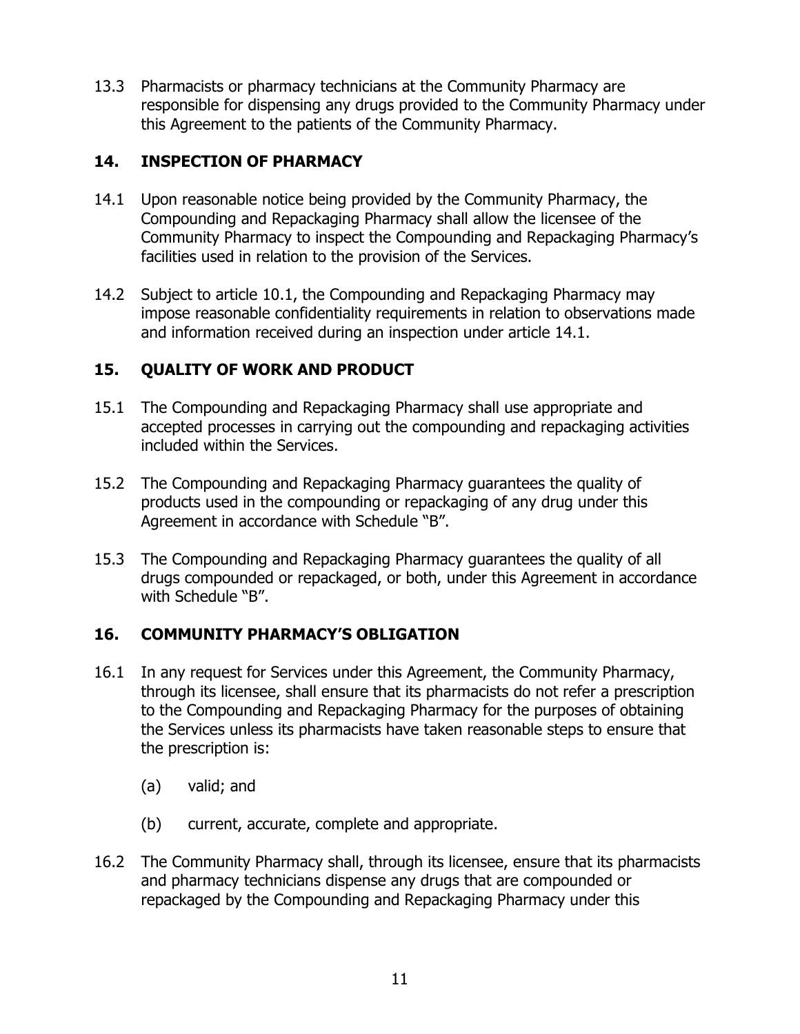13.3 Pharmacists or pharmacy technicians at the Community Pharmacy are responsible for dispensing any drugs provided to the Community Pharmacy under this Agreement to the patients of the Community Pharmacy.

## 14. INSPECTION OF PHARMACY

14.1 Upon reasonable notice being provided by the Community Pharmacy, the Compounding and Repackaging Pharmacy shall allow the licensee of the Community Pharmacy to inspect the Compounding and Repackaging Pharmacy's facilities used in relation to the provision of the Services.

14.2 Subject to article 10.1, the Compounding and Repackaging Pharmacy may impose reasonable confidentiality requirements in relation to observations made and information received during an inspection under article 14.1.

## 15. QUALITY OF WORK AND PRODUCT

15.1 The Compounding and Repackaging Pharmacy shall use appropriate and accepted processes in carrying out the compounding and repackaging activities included within the Services.

15.2 The Compounding and Repackaging Pharmacy guarantees the quality of products used in the compounding or repackaging of any drug under this Agreement in accordance with Schedule "B".

15.3 The Compounding and Repackaging Pharmacy guarantees the quality of all drugs compounded or repackaged, or both, under this Agreement in accordance with Schedule "B".

## 16. COMMUNITY PHARMACY'S OBLIGATION

16.1 In any request for Services under this Agreement, the Community Pharmacy, through its licensee, shall ensure that its pharmacists do not refer a prescription to the Compounding and Repackaging Pharmacy for the purposes of obtaining the Services unless its pharmacists have taken reasonable steps to ensure that the prescription is:

(a) valid; and

(b) current, accurate, complete and appropriate.

16.2 The Community Pharmacy shall, through its licensee, ensure that its pharmacists and pharmacy technicians dispense any drugs that are compounded or repackaged by the Compounding and Repackaging Pharmacy under this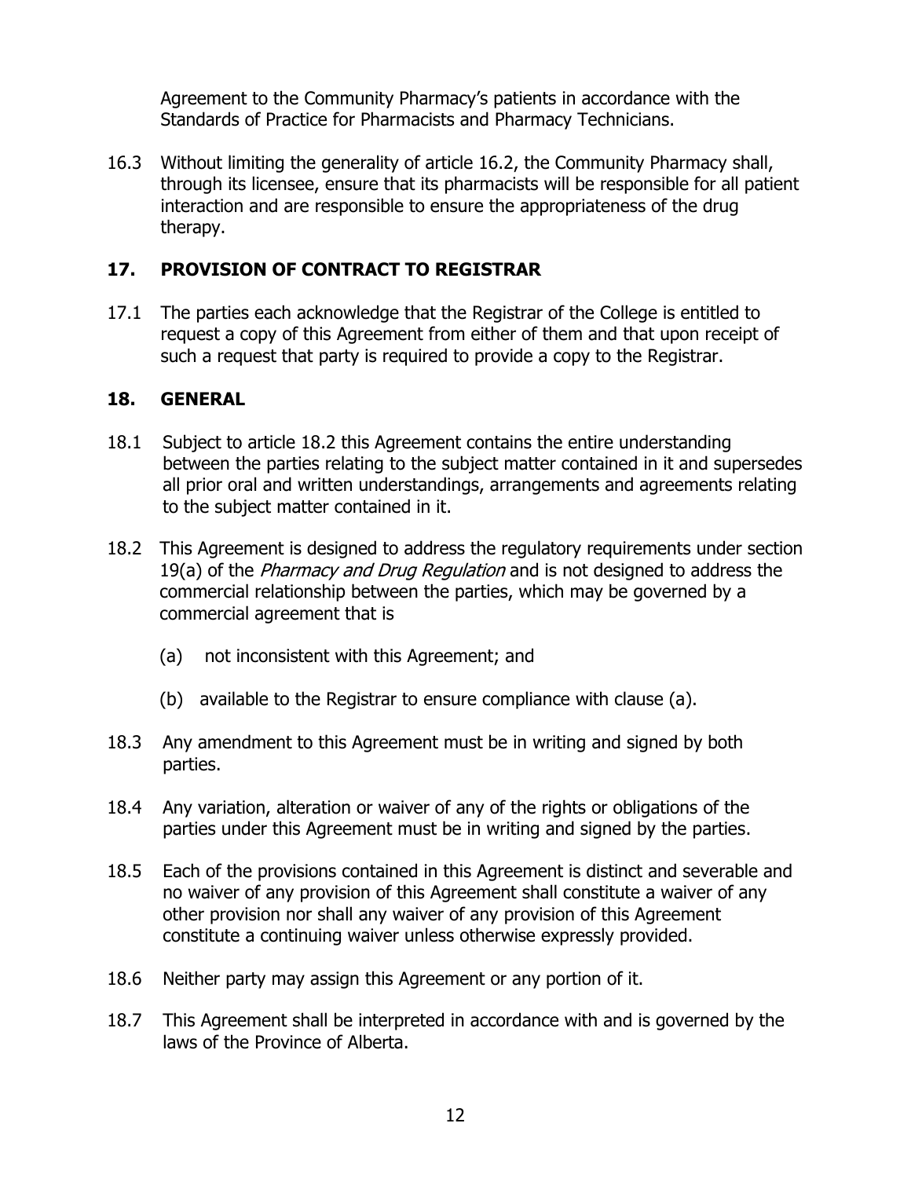Agreement to the Community Pharmacy's patients in accordance with the Standards of Practice for Pharmacists and Pharmacy Technicians.

16.3 Without limiting the generality of article 16.2, the Community Pharmacy shall, through its licensee, ensure that its pharmacists will be responsible for all patient interaction and are responsible to ensure the appropriateness of the drug therapy.

## 17. PROVISION OF CONTRACT TO REGISTRAR

17.1 The parties each acknowledge that the Registrar of the College is entitled to request a copy of this Agreement from either of them and that upon receipt of such a request that party is required to provide a copy to the Registrar.

## 18. GENERAL

18.1 Subject to article 18.2 this Agreement contains the entire understanding between the parties relating to the subject matter contained in it and supersedes all prior oral and written understandings, arrangements and agreements relating to the subject matter contained in it.

18.2 This Agreement is designed to address the regulatory requirements under section 19(a) of the *Pharmacy and Drug Regulation* and is not designed to address the commercial relationship between the parties, which may be governed by a commercial agreement that is

(a) not inconsistent with this Agreement; and

(b) available to the Registrar to ensure compliance with clause (a).

18.3 Any amendment to this Agreement must be in writing and signed by both parties.

18.4 Any variation, alteration or waiver of any of the rights or obligations of the parties under this Agreement must be in writing and signed by the parties.

18.5 Each of the provisions contained in this Agreement is distinct and severable and no waiver of any provision of this Agreement shall constitute a waiver of any other provision nor shall any waiver of any provision of this Agreement constitute a continuing waiver unless otherwise expressly provided.

18.6 Neither party may assign this Agreement or any portion of it.

18.7 This Agreement shall be interpreted in accordance with and is governed by the laws of the Province of Alberta.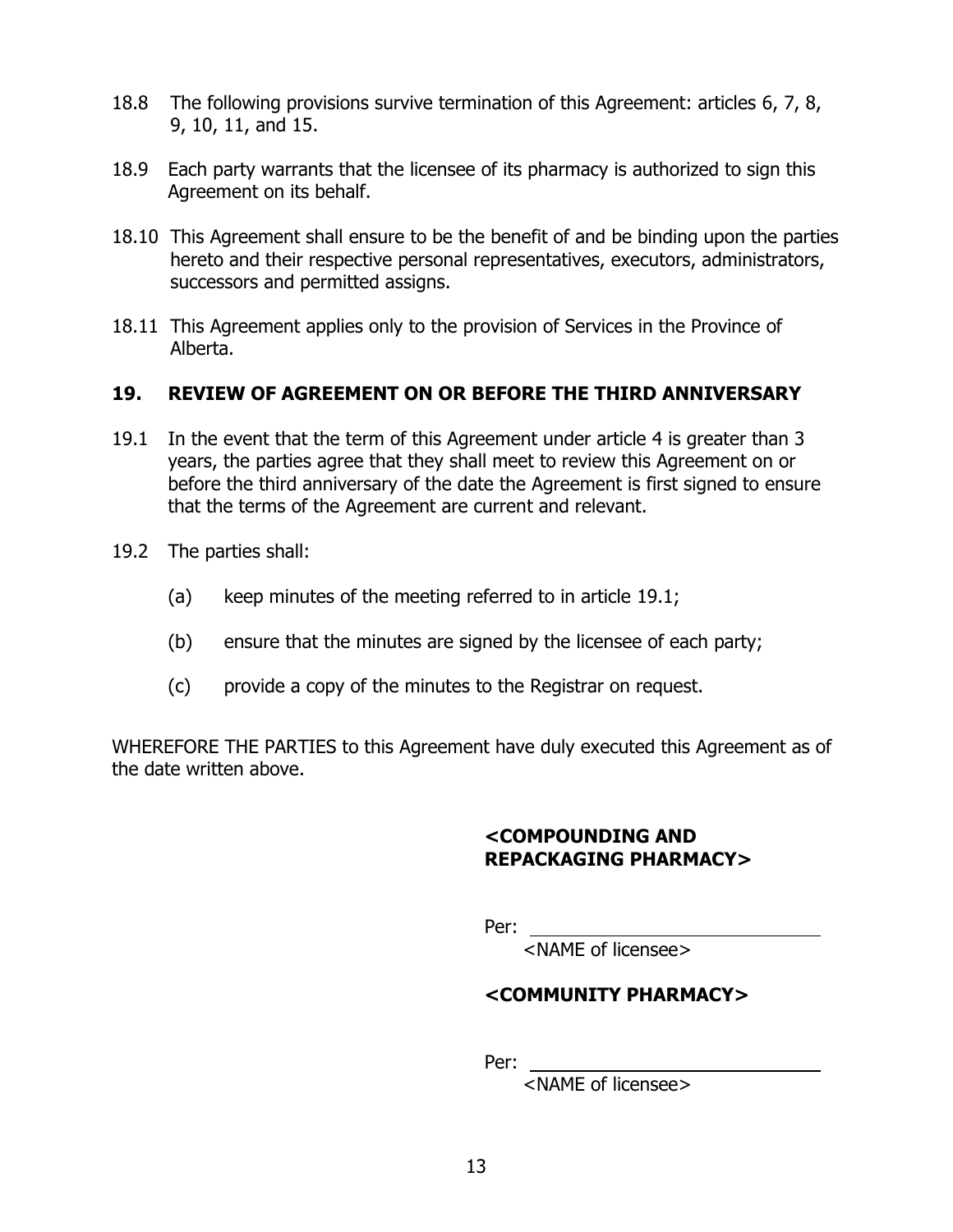18.8 The following provisions survive termination of this Agreement: articles 6, 7, 8, 9, 10, 11, and 15.

18.9 Each party warrants that the licensee of its pharmacy is authorized to sign this Agreement on its behalf.

18.10 This Agreement shall ensure to be the benefit of and be binding upon the parties hereto and their respective personal representatives, executors, administrators, successors and permitted assigns.

18.11 This Agreement applies only to the provision of Services in the Province of Alberta.

## 19. REVIEW OF AGREEMENT ON OR BEFORE THE THIRD ANNIVERSARY

19.1 In the event that the term of this Agreement under article 4 is greater than 3 years, the parties agree that they shall meet to review this Agreement on or before the third anniversary of the date the Agreement is first signed to ensure that the terms of the Agreement are current and relevant.

19.2 The parties shall:

(a) keep minutes of the meeting referred to in article 19.1;

(b) ensure that the minutes are signed by the licensee of each party;

(c) provide a copy of the minutes to the Registrar on request.

WHEREFORE THE PARTIES to this Agreement have duly executed this Agreement as of the date written above.

**<COMPOUNDING AND REPACKAGING PHARMACY>**

Per: ______________________________
<NAME of licensee>

**<COMMUNITY PHARMACY>**

Per: ______________________________
<NAME of licensee>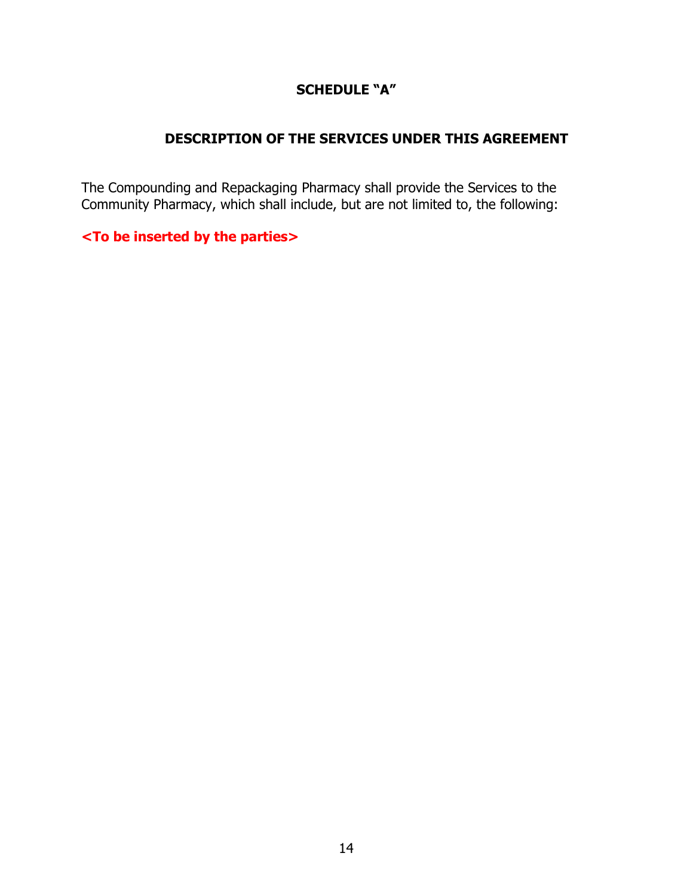## SCHEDULE "A"

## DESCRIPTION OF THE SERVICES UNDER THIS AGREEMENT

The Compounding and Repackaging Pharmacy shall provide the Services to the Community Pharmacy, which shall include, but are not limited to, the following:

**<To be inserted by the parties>**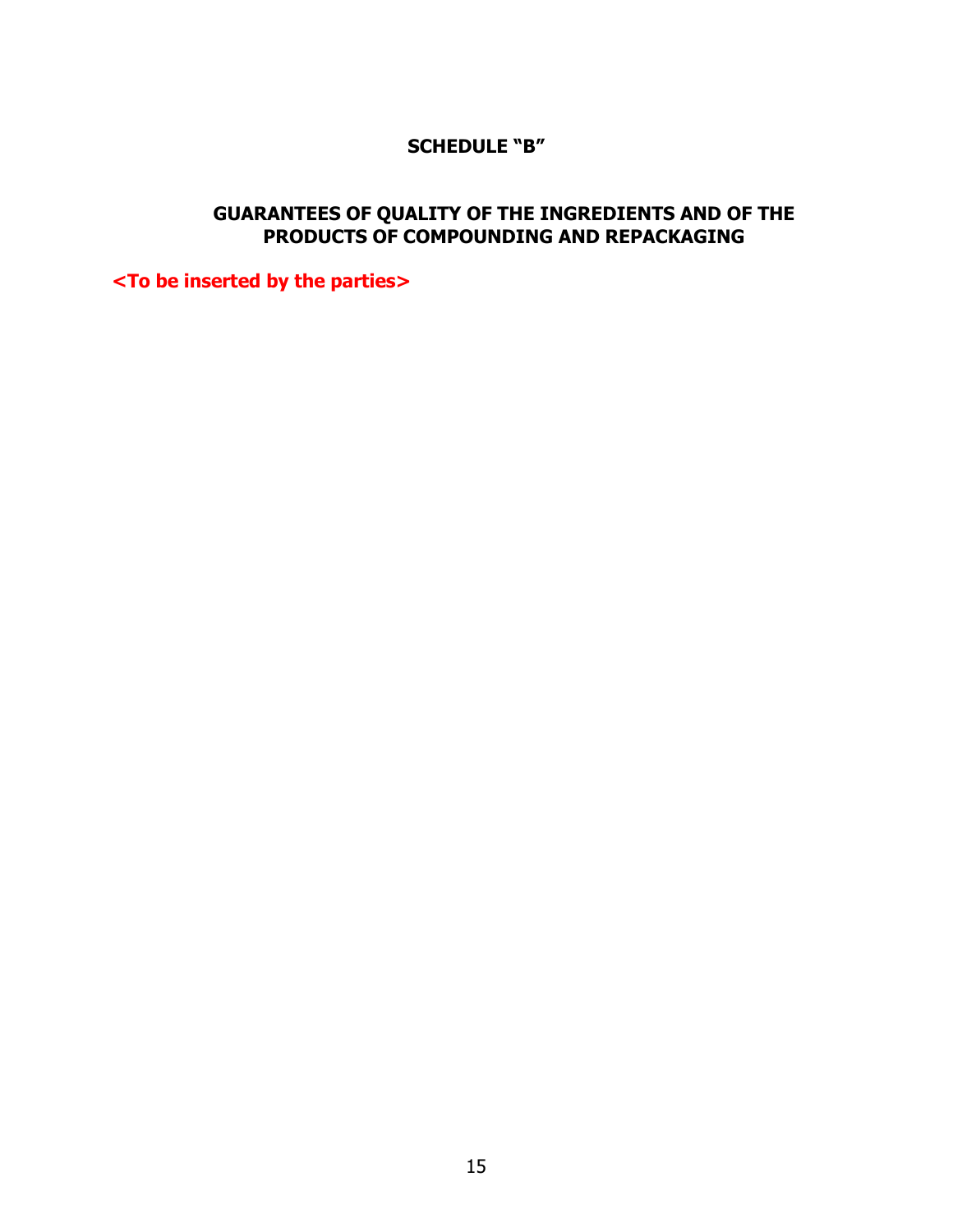## SCHEDULE "B"

### GUARANTEES OF QUALITY OF THE INGREDIENTS AND OF THE PRODUCTS OF COMPOUNDING AND REPACKAGING

**<To be inserted by the parties>**